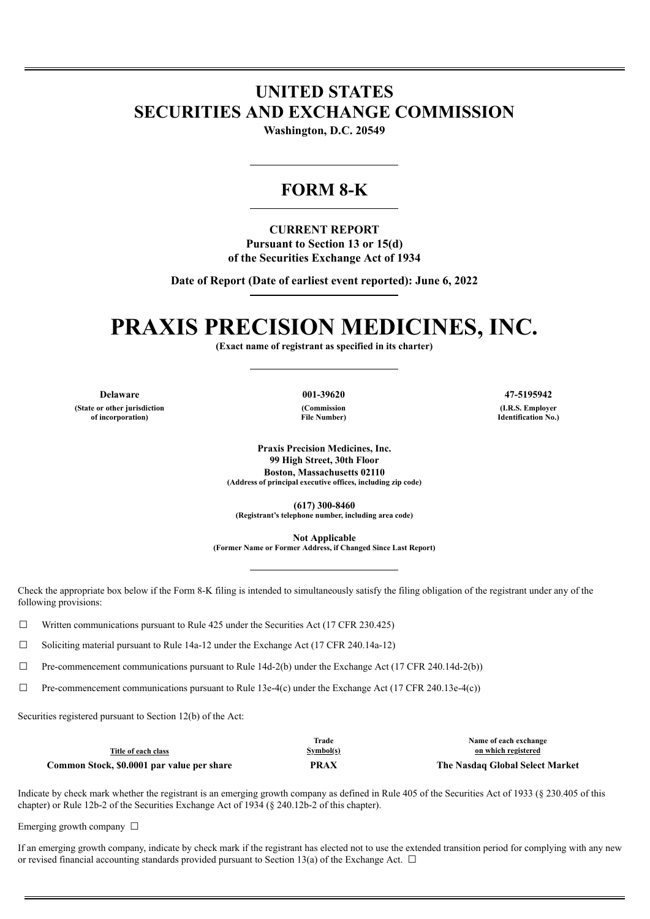# UNITED STATES
# SECURITIES AND EXCHANGE COMMISSION

**Washington, D.C. 20549**

## FORM 8-K

**CURRENT REPORT**
**Pursuant to Section 13 or 15(d)**
**of the Securities Exchange Act of 1934**

**Date of Report (Date of earliest event reported): June 6, 2022**

# PRAXIS PRECISION MEDICINES, INC.

**(Exact name of registrant as specified in its charter)**

| Delaware | 001-39620 | 47-5195942 |
|---|---|---|
| (State or other jurisdiction of incorporation) | (Commission File Number) | (I.R.S. Employer Identification No.) |

**Praxis Precision Medicines, Inc.**
**99 High Street, 30th Floor**
**Boston, Massachusetts 02110**
**(Address of principal executive offices, including zip code)**

**(617) 300-8460**
**(Registrant's telephone number, including area code)**

**Not Applicable**
**(Former Name or Former Address, if Changed Since Last Report)**

Check the appropriate box below if the Form 8-K filing is intended to simultaneously satisfy the filing obligation of the registrant under any of the following provisions:

☐ Written communications pursuant to Rule 425 under the Securities Act (17 CFR 230.425)

☐ Soliciting material pursuant to Rule 14a-12 under the Exchange Act (17 CFR 240.14a-12)

☐ Pre-commencement communications pursuant to Rule 14d-2(b) under the Exchange Act (17 CFR 240.14d-2(b))

☐ Pre-commencement communications pursuant to Rule 13e-4(c) under the Exchange Act (17 CFR 240.13e-4(c))

Securities registered pursuant to Section 12(b) of the Act:

| Title of each class | Trade Symbol(s) | Name of each exchange on which registered |
|---|---|---|
| **Common Stock, $0.0001 par value per share** | **PRAX** | **The Nasdaq Global Select Market** |

Indicate by check mark whether the registrant is an emerging growth company as defined in Rule 405 of the Securities Act of 1933 (§ 230.405 of this chapter) or Rule 12b-2 of the Securities Exchange Act of 1934 (§ 240.12b-2 of this chapter).

Emerging growth company ☐

If an emerging growth company, indicate by check mark if the registrant has elected not to use the extended transition period for complying with any new or revised financial accounting standards provided pursuant to Section 13(a) of the Exchange Act. ☐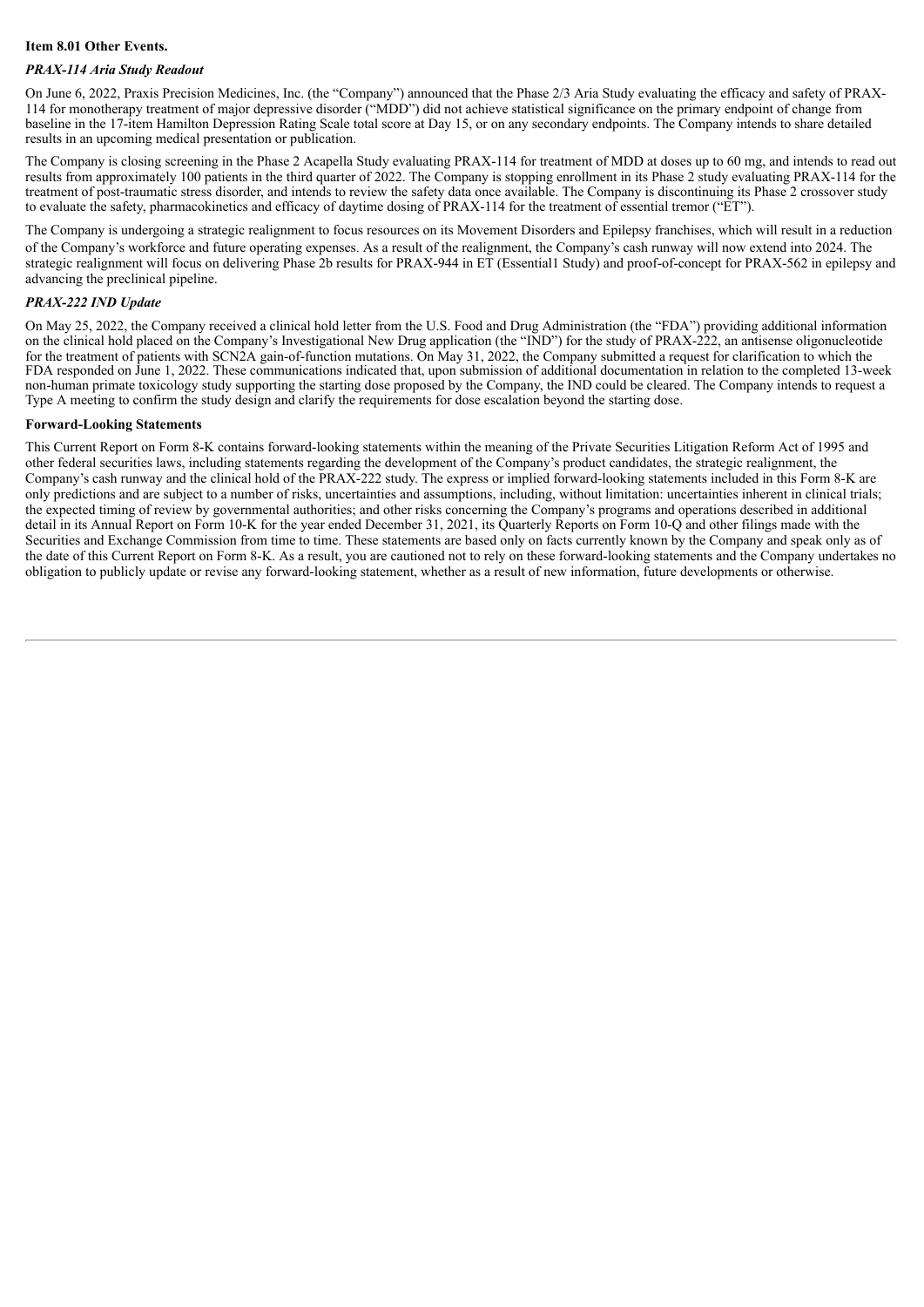**Item 8.01 Other Events.**

***PRAX-114 Aria Study Readout***

On June 6, 2022, Praxis Precision Medicines, Inc. (the "Company") announced that the Phase 2/3 Aria Study evaluating the efficacy and safety of PRAX-114 for monotherapy treatment of major depressive disorder ("MDD") did not achieve statistical significance on the primary endpoint of change from baseline in the 17-item Hamilton Depression Rating Scale total score at Day 15, or on any secondary endpoints. The Company intends to share detailed results in an upcoming medical presentation or publication.

The Company is closing screening in the Phase 2 Acapella Study evaluating PRAX-114 for treatment of MDD at doses up to 60 mg, and intends to read out results from approximately 100 patients in the third quarter of 2022. The Company is stopping enrollment in its Phase 2 study evaluating PRAX-114 for the treatment of post-traumatic stress disorder, and intends to review the safety data once available. The Company is discontinuing its Phase 2 crossover study to evaluate the safety, pharmacokinetics and efficacy of daytime dosing of PRAX-114 for the treatment of essential tremor ("ET").

The Company is undergoing a strategic realignment to focus resources on its Movement Disorders and Epilepsy franchises, which will result in a reduction of the Company's workforce and future operating expenses. As a result of the realignment, the Company's cash runway will now extend into 2024. The strategic realignment will focus on delivering Phase 2b results for PRAX-944 in ET (Essential1 Study) and proof-of-concept for PRAX-562 in epilepsy and advancing the preclinical pipeline.

***PRAX-222 IND Update***

On May 25, 2022, the Company received a clinical hold letter from the U.S. Food and Drug Administration (the "FDA") providing additional information on the clinical hold placed on the Company's Investigational New Drug application (the "IND") for the study of PRAX-222, an antisense oligonucleotide for the treatment of patients with SCN2A gain-of-function mutations. On May 31, 2022, the Company submitted a request for clarification to which the FDA responded on June 1, 2022. These communications indicated that, upon submission of additional documentation in relation to the completed 13-week non-human primate toxicology study supporting the starting dose proposed by the Company, the IND could be cleared. The Company intends to request a Type A meeting to confirm the study design and clarify the requirements for dose escalation beyond the starting dose.

**Forward-Looking Statements**

This Current Report on Form 8-K contains forward-looking statements within the meaning of the Private Securities Litigation Reform Act of 1995 and other federal securities laws, including statements regarding the development of the Company's product candidates, the strategic realignment, the Company's cash runway and the clinical hold of the PRAX-222 study. The express or implied forward-looking statements included in this Form 8-K are only predictions and are subject to a number of risks, uncertainties and assumptions, including, without limitation: uncertainties inherent in clinical trials; the expected timing of review by governmental authorities; and other risks concerning the Company's programs and operations described in additional detail in its Annual Report on Form 10-K for the year ended December 31, 2021, its Quarterly Reports on Form 10-Q and other filings made with the Securities and Exchange Commission from time to time. These statements are based only on facts currently known by the Company and speak only as of the date of this Current Report on Form 8-K. As a result, you are cautioned not to rely on these forward-looking statements and the Company undertakes no obligation to publicly update or revise any forward-looking statement, whether as a result of new information, future developments or otherwise.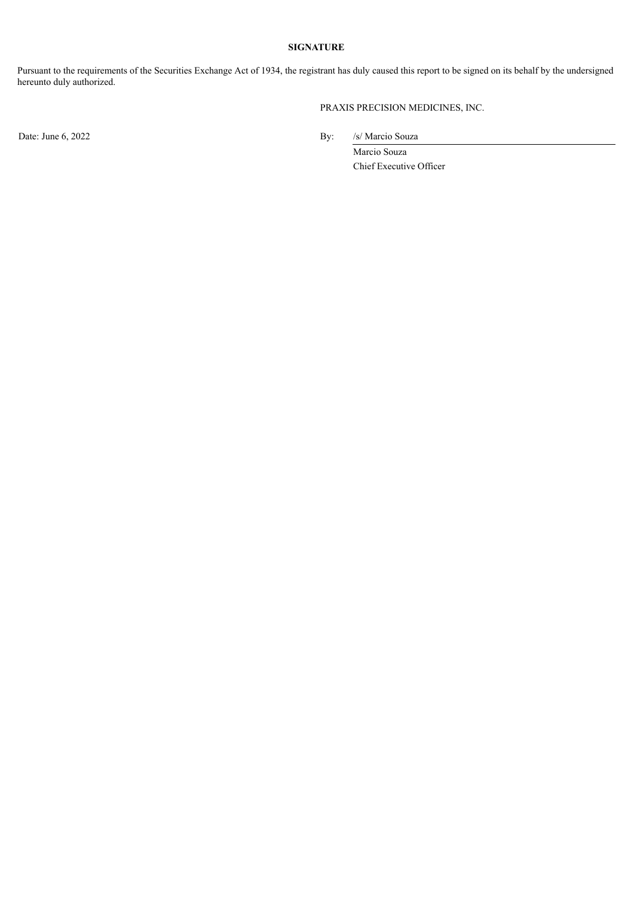**SIGNATURE**

Pursuant to the requirements of the Securities Exchange Act of 1934, the registrant has duly caused this report to be signed on its behalf by the undersigned hereunto duly authorized.

PRAXIS PRECISION MEDICINES, INC.

Date: June 6, 2022

By: /s/ Marcio Souza

Marcio Souza
Chief Executive Officer